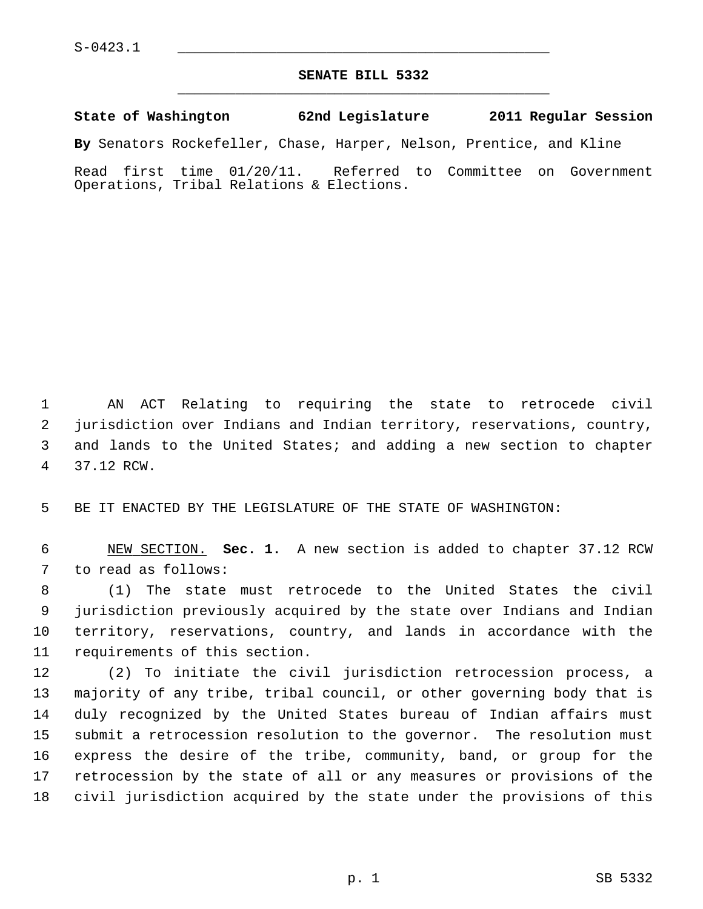S-0423.1

# SENATE BILL 5332

**State of Washington 62nd Legislature 2011 Regular Session**

**By** Senators Rockefeller, Chase, Harper, Nelson, Prentice, and Kline

Read first time 01/20/11. Referred to Committee on Government Operations, Tribal Relations & Elections.

AN ACT Relating to requiring the state to retrocede civil jurisdiction over Indians and Indian territory, reservations, country, and lands to the United States; and adding a new section to chapter 37.12 RCW.

BE IT ENACTED BY THE LEGISLATURE OF THE STATE OF WASHINGTON:

NEW SECTION. **Sec. 1.** A new section is added to chapter 37.12 RCW to read as follows:

(1) The state must retrocede to the United States the civil jurisdiction previously acquired by the state over Indians and Indian territory, reservations, country, and lands in accordance with the requirements of this section.

(2) To initiate the civil jurisdiction retrocession process, a majority of any tribe, tribal council, or other governing body that is duly recognized by the United States bureau of Indian affairs must submit a retrocession resolution to the governor. The resolution must express the desire of the tribe, community, band, or group for the retrocession by the state of all or any measures or provisions of the civil jurisdiction acquired by the state under the provisions of this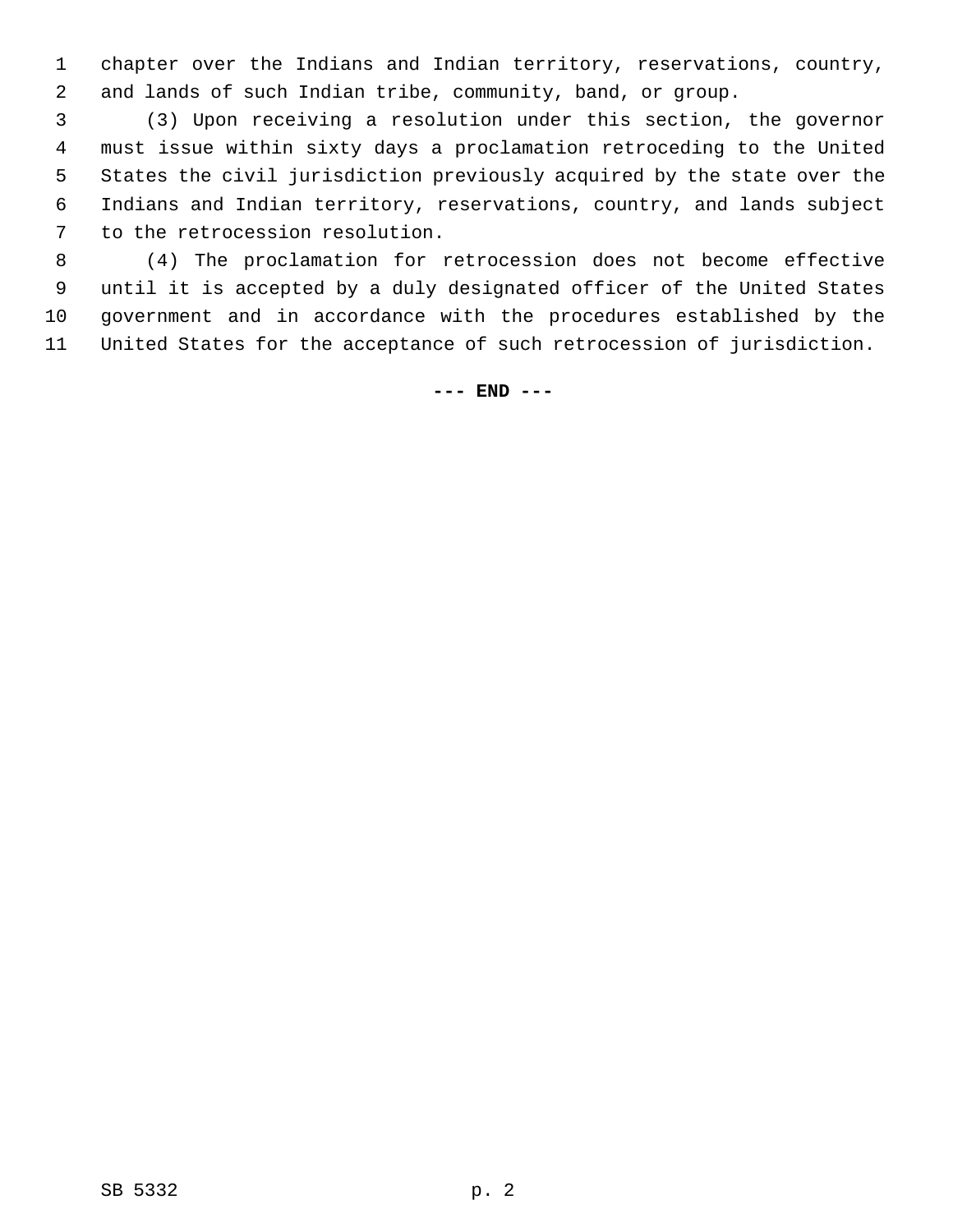chapter over the Indians and Indian territory, reservations, country, and lands of such Indian tribe, community, band, or group.

(3) Upon receiving a resolution under this section, the governor must issue within sixty days a proclamation retroceding to the United States the civil jurisdiction previously acquired by the state over the Indians and Indian territory, reservations, country, and lands subject to the retrocession resolution.

(4) The proclamation for retrocession does not become effective until it is accepted by a duly designated officer of the United States government and in accordance with the procedures established by the United States for the acceptance of such retrocession of jurisdiction.

**--- END ---**